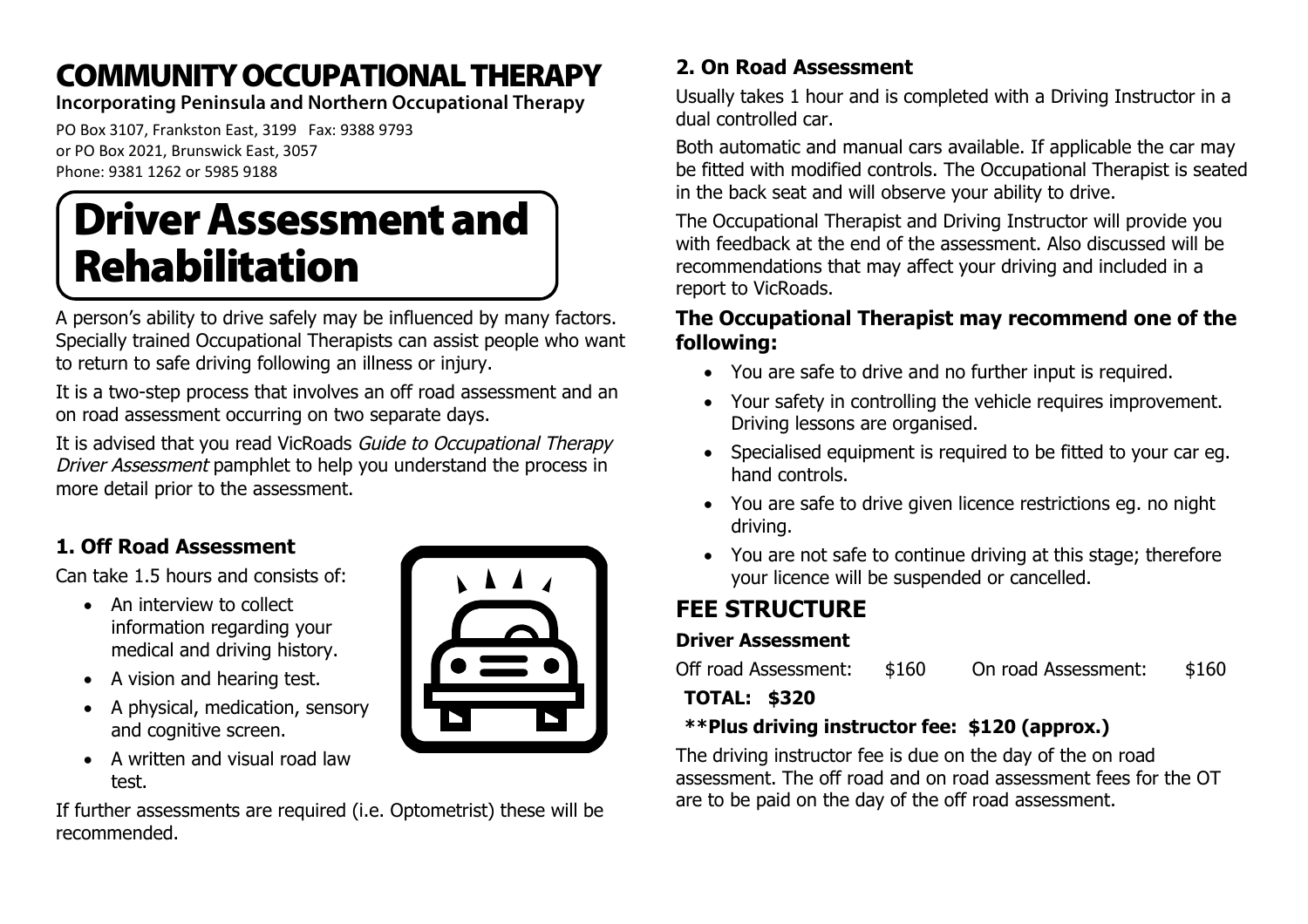# COMMUNITY OCCUPATIONAL THERAPY

**Incorporating Peninsula and Northern Occupational Therapy**

PO Box 3107, Frankston East, 3199 Fax: 9388 9793
or PO Box 2021, Brunswick East, 3057
Phone: 9381 1262 or 5985 9188

# Driver Assessment and Rehabilitation

A person's ability to drive safely may be influenced by many factors. Specially trained Occupational Therapists can assist people who want to return to safe driving following an illness or injury.

It is a two-step process that involves an off road assessment and an on road assessment occurring on two separate days.

It is advised that you read VicRoads *Guide to Occupational Therapy Driver Assessment* pamphlet to help you understand the process in more detail prior to the assessment.

## 1. Off Road Assessment

Can take 1.5 hours and consists of:

- An interview to collect information regarding your medical and driving history.
- A vision and hearing test.
- A physical, medication, sensory and cognitive screen.
- A written and visual road law test.

If further assessments are required (i.e. Optometrist) these will be recommended.

## 2. On Road Assessment

Usually takes 1 hour and is completed with a Driving Instructor in a dual controlled car.

Both automatic and manual cars available. If applicable the car may be fitted with modified controls. The Occupational Therapist is seated in the back seat and will observe your ability to drive.

The Occupational Therapist and Driving Instructor will provide you with feedback at the end of the assessment. Also discussed will be recommendations that may affect your driving and included in a report to VicRoads.

### The Occupational Therapist may recommend one of the following:

- You are safe to drive and no further input is required.
- Your safety in controlling the vehicle requires improvement. Driving lessons are organised.
- Specialised equipment is required to be fitted to your car eg. hand controls.
- You are safe to drive given licence restrictions eg. no night driving.
- You are not safe to continue driving at this stage; therefore your licence will be suspended or cancelled.

## FEE STRUCTURE

### Driver Assessment

Off road Assessment: $160 On road Assessment: $160

**TOTAL: $320**

**\*\*Plus driving instructor fee: $120 (approx.)**

The driving instructor fee is due on the day of the on road assessment. The off road and on road assessment fees for the OT are to be paid on the day of the off road assessment.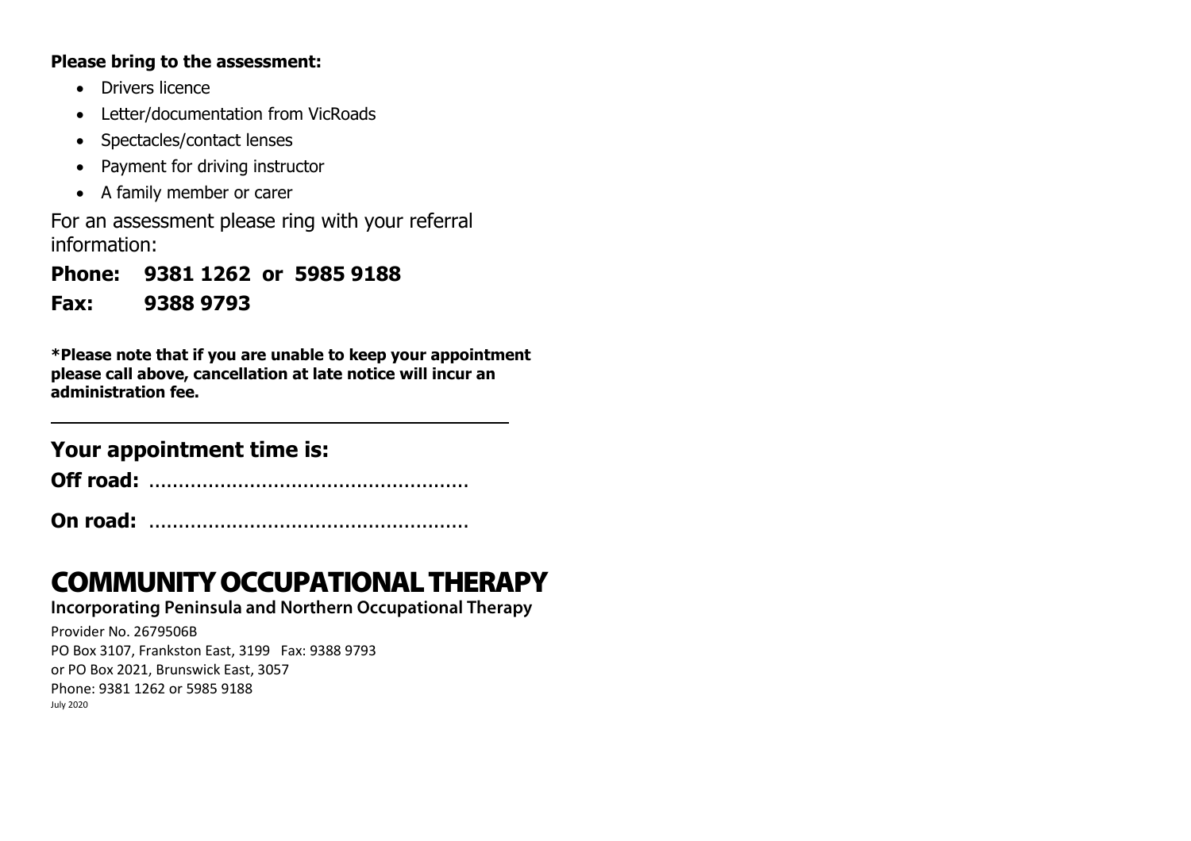**Please bring to the assessment:**

- Drivers licence
- Letter/documentation from VicRoads
- Spectacles/contact lenses
- Payment for driving instructor
- A family member or carer

For an assessment please ring with your referral information:

**Phone: 9381 1262 or 5985 9188**

**Fax: 9388 9793**

***Please note that if you are unable to keep your appointment please call above, cancellation at late notice will incur an administration fee.**

---

## Your appointment time is:

**Off road:** ………………………………………………

**On road:** ………………………………………………

# COMMUNITY OCCUPATIONAL THERAPY

**Incorporating Peninsula and Northern Occupational Therapy**

Provider No. 2679506B
PO Box 3107, Frankston East, 3199 Fax: 9388 9793
or PO Box 2021, Brunswick East, 3057
Phone: 9381 1262 or 5985 9188
July 2020